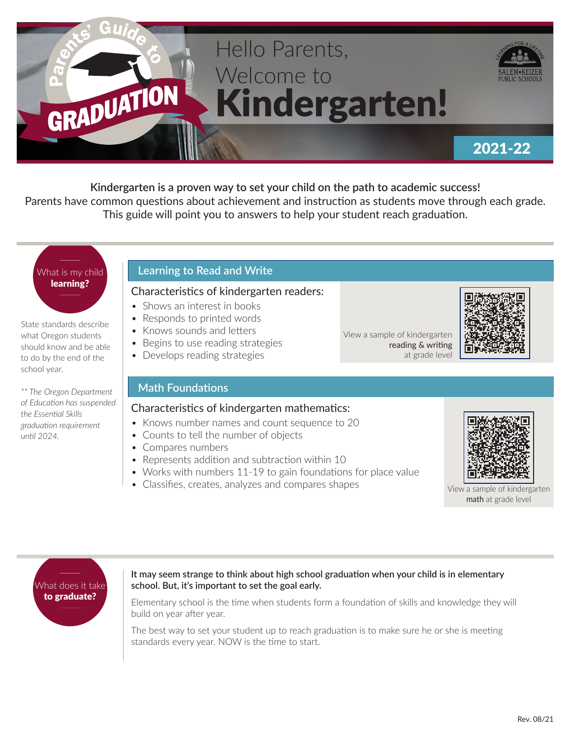Parents' Guide to **GRADUATION**

# Hello Parents, Welcome to Kindergarten!

SALEM•KEIZER PUBLIC SCHOOLS — Learning for a Lifetime

**2021-22**

**Kindergarten is a proven way to set your child on the path to academic success!**
Parents have common questions about achievement and instruction as students move through each grade. This guide will point you to answers to help your student reach graduation.

## What is my child **learning?**

State standards describe what Oregon students should know and be able to do by the end of the school year.

*** The Oregon Department of Education has suspended the Essential Skills graduation requirement until 2024.*

### Learning to Read and Write

Characteristics of kindergarten readers:

- Shows an interest in books
- Responds to printed words
- Knows sounds and letters
- Begins to use reading strategies
- Develops reading strategies

View a sample of kindergarten **reading & writing** at grade level

### Math Foundations

Characteristics of kindergarten mathematics:

- Knows number names and count sequence to 20
- Counts to tell the number of objects
- Compares numbers
- Represents addition and subtraction within 10
- Works with numbers 11-19 to gain foundations for place value
- Classifies, creates, analyzes and compares shapes

View a sample of kindergarten **math** at grade level

## What does it take **to graduate?**

**It may seem strange to think about high school graduation when your child is in elementary school. But, it's important to set the goal early.**

Elementary school is the time when students form a foundation of skills and knowledge they will build on year after year.

The best way to set your student up to reach graduation is to make sure he or she is meeting standards every year. NOW is the time to start.

Rev. 08/21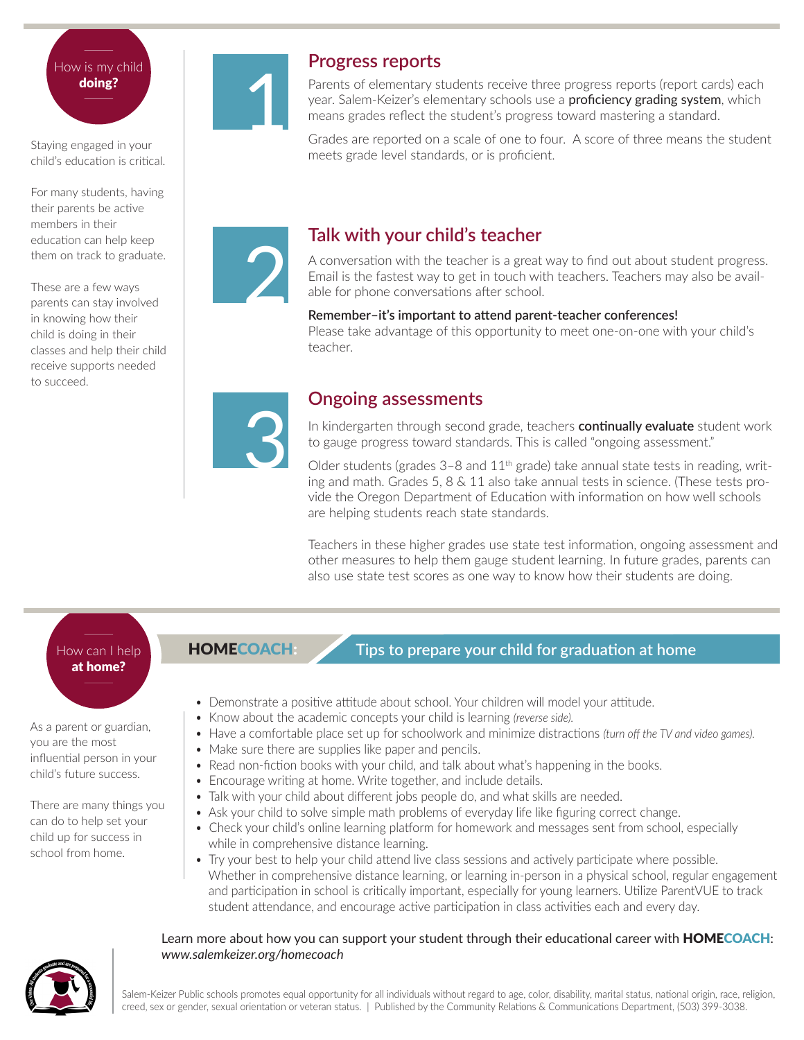How is my child **doing?**

Staying engaged in your child's education is critical.

For many students, having their parents be active members in their education can help keep them on track to graduate.

These are a few ways parents can stay involved in knowing how their child is doing in their classes and help their child receive supports needed to succeed.

## 1 Progress reports

Parents of elementary students receive three progress reports (report cards) each year. Salem-Keizer's elementary schools use a **proficiency grading system**, which means grades reflect the student's progress toward mastering a standard.

Grades are reported on a scale of one to four. A score of three means the student meets grade level standards, or is proficient.

## 2 Talk with your child's teacher

A conversation with the teacher is a great way to find out about student progress. Email is the fastest way to get in touch with teachers. Teachers may also be available for phone conversations after school.

**Remember–it's important to attend parent-teacher conferences!**
Please take advantage of this opportunity to meet one-on-one with your child's teacher.

## 3 Ongoing assessments

In kindergarten through second grade, teachers **continually evaluate** student work to gauge progress toward standards. This is called "ongoing assessment."

Older students (grades 3–8 and 11th grade) take annual state tests in reading, writing and math. Grades 5, 8 & 11 also take annual tests in science. (These tests provide the Oregon Department of Education with information on how well schools are helping students reach state standards.

Teachers in these higher grades use state test information, ongoing assessment and other measures to help them gauge student learning. In future grades, parents can also use state test scores as one way to know how their students are doing.

How can I help **at home?**

As a parent or guardian, you are the most influential person in your child's future success.

There are many things you can do to help set your child up for success in school from home.

## HOMECOACH: Tips to prepare your child for graduation at home

- Demonstrate a positive attitude about school. Your children will model your attitude.
- Know about the academic concepts your child is learning *(reverse side).*
- Have a comfortable place set up for schoolwork and minimize distractions *(turn off the TV and video games).*
- Make sure there are supplies like paper and pencils.
- Read non-fiction books with your child, and talk about what's happening in the books.
- Encourage writing at home. Write together, and include details.
- Talk with your child about different jobs people do, and what skills are needed.
- Ask your child to solve simple math problems of everyday life like figuring correct change.
- Check your child's online learning platform for homework and messages sent from school, especially while in comprehensive distance learning.
- Try your best to help your child attend live class sessions and actively participate where possible. Whether in comprehensive distance learning, or learning in-person in a physical school, regular engagement and participation in school is critically important, especially for young learners. Utilize ParentVUE to track student attendance, and encourage active participation in class activities each and every day.

Learn more about how you can support your student through their educational career with **HOMECOACH**: *www.salemkeizer.org/homecoach*

Salem-Keizer Public schools promotes equal opportunity for all individuals without regard to age, color, disability, marital status, national origin, race, religion, creed, sex or gender, sexual orientation or veteran status. | Published by the Community Relations & Communications Department, (503) 399-3038.